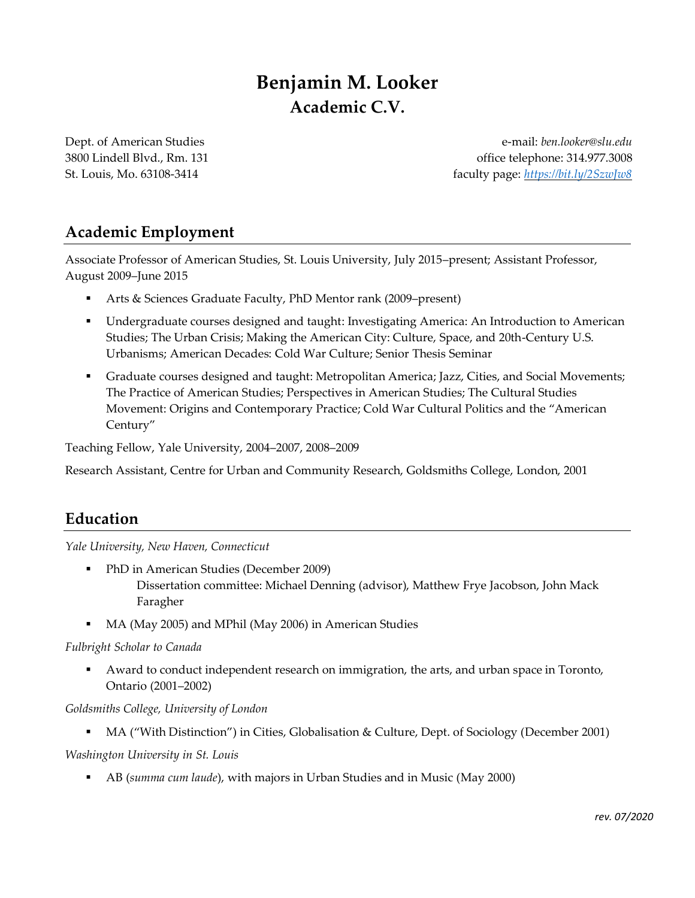# Benjamin M. Looker
## Academic C.V.

Dept. of American Studies
3800 Lindell Blvd., Rm. 131
St. Louis, Mo. 63108-3414

e-mail: *ben.looker@slu.edu*
office telephone: 314.977.3008
faculty page: *https://bit.ly/2SzwJw8*

## Academic Employment

Associate Professor of American Studies, St. Louis University, July 2015–present; Assistant Professor, August 2009–June 2015

- Arts & Sciences Graduate Faculty, PhD Mentor rank (2009–present)
- Undergraduate courses designed and taught: Investigating America: An Introduction to American Studies; The Urban Crisis; Making the American City: Culture, Space, and 20th-Century U.S. Urbanisms; American Decades: Cold War Culture; Senior Thesis Seminar
- Graduate courses designed and taught: Metropolitan America; Jazz, Cities, and Social Movements; The Practice of American Studies; Perspectives in American Studies; The Cultural Studies Movement: Origins and Contemporary Practice; Cold War Cultural Politics and the "American Century"

Teaching Fellow, Yale University, 2004–2007, 2008–2009

Research Assistant, Centre for Urban and Community Research, Goldsmiths College, London, 2001

## Education

*Yale University, New Haven, Connecticut*

- PhD in American Studies (December 2009)
  Dissertation committee: Michael Denning (advisor), Matthew Frye Jacobson, John Mack Faragher
- MA (May 2005) and MPhil (May 2006) in American Studies

*Fulbright Scholar to Canada*

- Award to conduct independent research on immigration, the arts, and urban space in Toronto, Ontario (2001–2002)

*Goldsmiths College, University of London*

- MA ("With Distinction") in Cities, Globalisation & Culture, Dept. of Sociology (December 2001)

*Washington University in St. Louis*

- AB (*summa cum laude*), with majors in Urban Studies and in Music (May 2000)

*rev. 07/2020*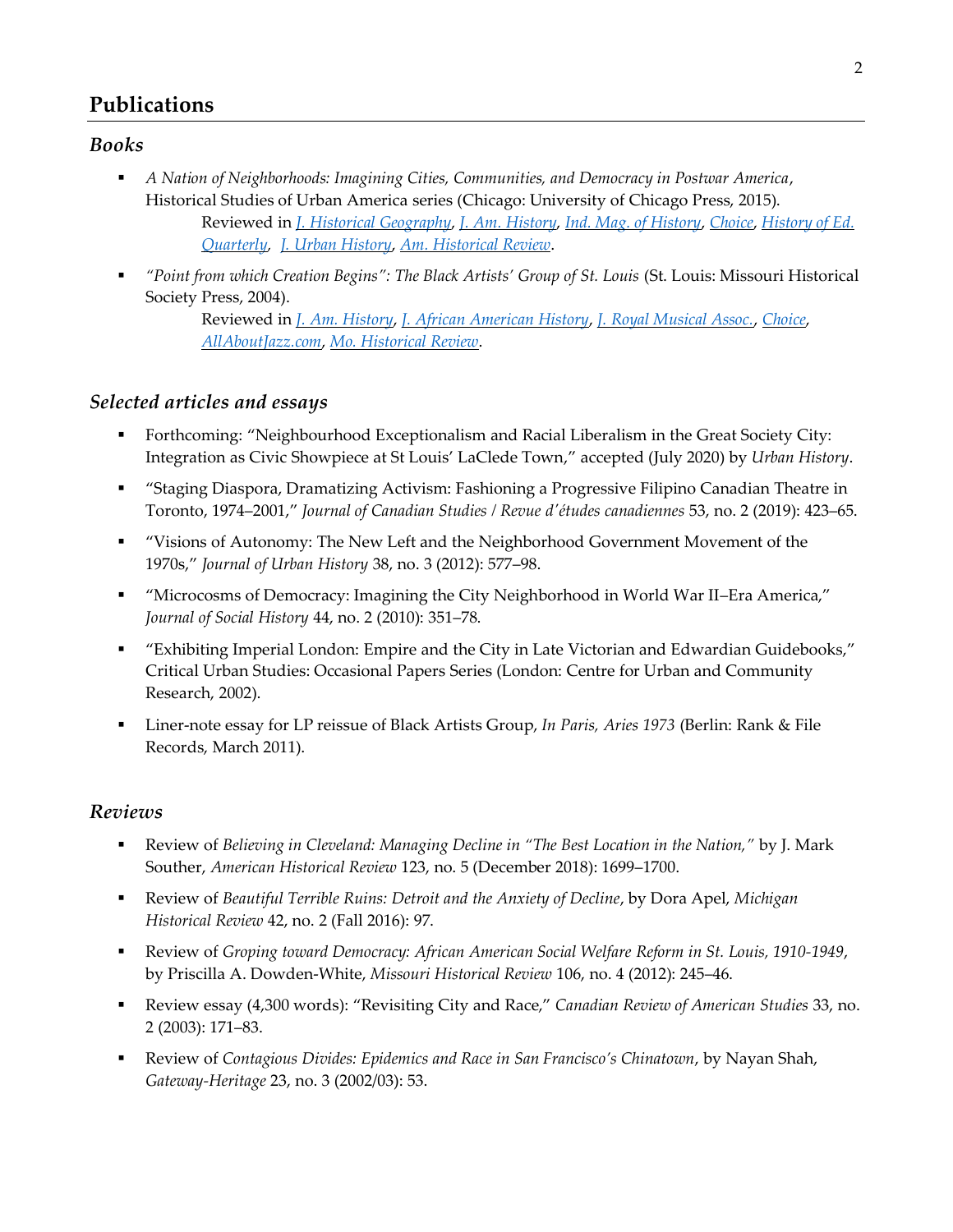# Publications

## *Books*

- *A Nation of Neighborhoods: Imagining Cities, Communities, and Democracy in Postwar America*, Historical Studies of Urban America series (Chicago: University of Chicago Press, 2015).
  Reviewed in *J. Historical Geography*, *J. Am. History*, *Ind. Mag. of History*, *Choice*, *History of Ed. Quarterly*, *J. Urban History*, *Am. Historical Review*.

- *"Point from which Creation Begins": The Black Artists' Group of St. Louis* (St. Louis: Missouri Historical Society Press, 2004).
  Reviewed in *J. Am. History*, *J. African American History*, *J. Royal Musical Assoc.*, *Choice*, *AllAboutJazz.com*, *Mo. Historical Review*.

## *Selected articles and essays*

- Forthcoming: "Neighbourhood Exceptionalism and Racial Liberalism in the Great Society City: Integration as Civic Showpiece at St Louis' LaClede Town," accepted (July 2020) by *Urban History*.

- "Staging Diaspora, Dramatizing Activism: Fashioning a Progressive Filipino Canadian Theatre in Toronto, 1974–2001," *Journal of Canadian Studies / Revue d'études canadiennes* 53, no. 2 (2019): 423–65.

- "Visions of Autonomy: The New Left and the Neighborhood Government Movement of the 1970s," *Journal of Urban History* 38, no. 3 (2012): 577–98.

- "Microcosms of Democracy: Imagining the City Neighborhood in World War II–Era America," *Journal of Social History* 44, no. 2 (2010): 351–78.

- "Exhibiting Imperial London: Empire and the City in Late Victorian and Edwardian Guidebooks," Critical Urban Studies: Occasional Papers Series (London: Centre for Urban and Community Research, 2002).

- Liner-note essay for LP reissue of Black Artists Group, *In Paris, Aries 1973* (Berlin: Rank & File Records, March 2011).

## *Reviews*

- Review of *Believing in Cleveland: Managing Decline in "The Best Location in the Nation,"* by J. Mark Souther, *American Historical Review* 123, no. 5 (December 2018): 1699–1700.

- Review of *Beautiful Terrible Ruins: Detroit and the Anxiety of Decline*, by Dora Apel, *Michigan Historical Review* 42, no. 2 (Fall 2016): 97.

- Review of *Groping toward Democracy: African American Social Welfare Reform in St. Louis, 1910-1949*, by Priscilla A. Dowden-White, *Missouri Historical Review* 106, no. 4 (2012): 245–46.

- Review essay (4,300 words): "Revisiting City and Race," *Canadian Review of American Studies* 33, no. 2 (2003): 171–83.

- Review of *Contagious Divides: Epidemics and Race in San Francisco's Chinatown*, by Nayan Shah, *Gateway-Heritage* 23, no. 3 (2002/03): 53.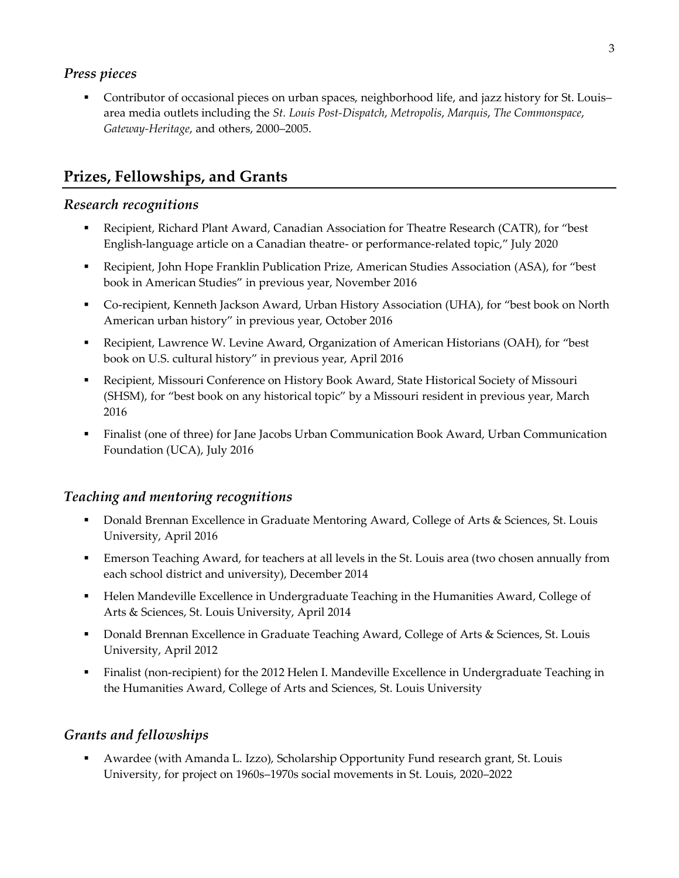### *Press pieces*

- Contributor of occasional pieces on urban spaces, neighborhood life, and jazz history for St. Louis–area media outlets including the *St. Louis Post-Dispatch*, *Metropolis*, *Marquis*, *The Commonspace*, *Gateway-Heritage*, and others, 2000–2005.

## Prizes, Fellowships, and Grants

### *Research recognitions*

- Recipient, Richard Plant Award, Canadian Association for Theatre Research (CATR), for "best English-language article on a Canadian theatre- or performance-related topic," July 2020
- Recipient, John Hope Franklin Publication Prize, American Studies Association (ASA), for "best book in American Studies" in previous year, November 2016
- Co-recipient, Kenneth Jackson Award, Urban History Association (UHA), for "best book on North American urban history" in previous year, October 2016
- Recipient, Lawrence W. Levine Award, Organization of American Historians (OAH), for "best book on U.S. cultural history" in previous year, April 2016
- Recipient, Missouri Conference on History Book Award, State Historical Society of Missouri (SHSM), for "best book on any historical topic" by a Missouri resident in previous year, March 2016
- Finalist (one of three) for Jane Jacobs Urban Communication Book Award, Urban Communication Foundation (UCA), July 2016

### *Teaching and mentoring recognitions*

- Donald Brennan Excellence in Graduate Mentoring Award, College of Arts & Sciences, St. Louis University, April 2016
- Emerson Teaching Award, for teachers at all levels in the St. Louis area (two chosen annually from each school district and university), December 2014
- Helen Mandeville Excellence in Undergraduate Teaching in the Humanities Award, College of Arts & Sciences, St. Louis University, April 2014
- Donald Brennan Excellence in Graduate Teaching Award, College of Arts & Sciences, St. Louis University, April 2012
- Finalist (non-recipient) for the 2012 Helen I. Mandeville Excellence in Undergraduate Teaching in the Humanities Award, College of Arts and Sciences, St. Louis University

### *Grants and fellowships*

- Awardee (with Amanda L. Izzo), Scholarship Opportunity Fund research grant, St. Louis University, for project on 1960s–1970s social movements in St. Louis, 2020–2022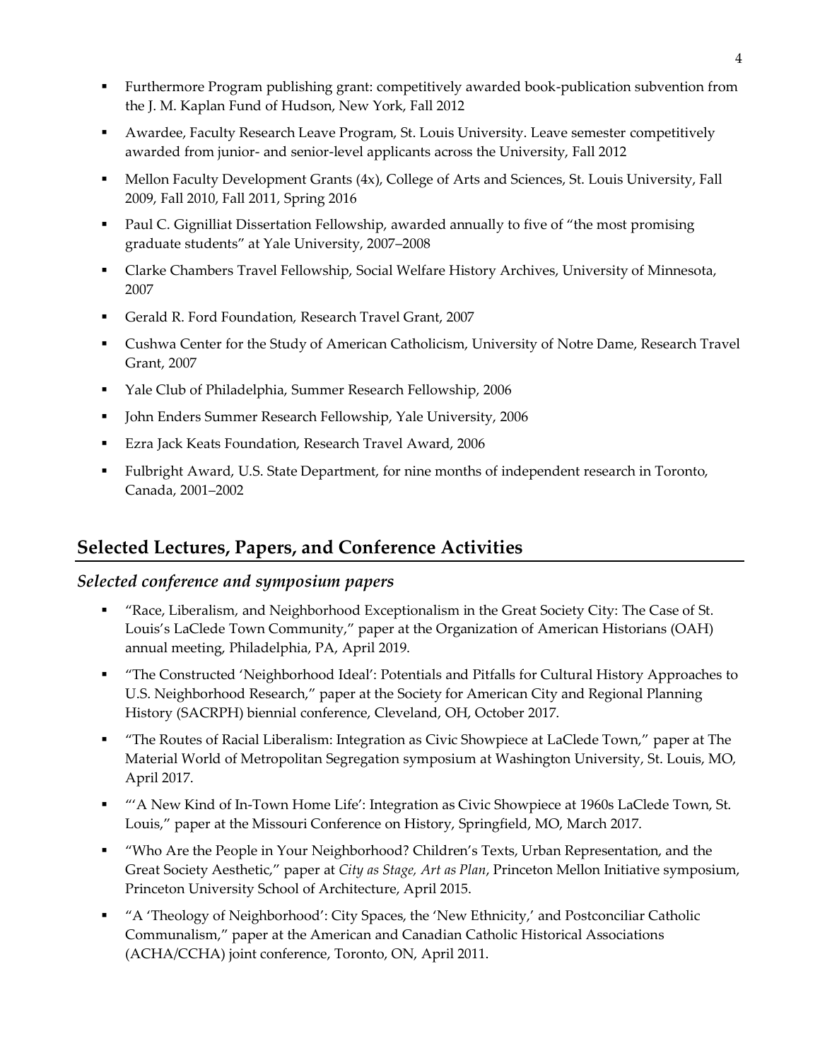- Furthermore Program publishing grant: competitively awarded book-publication subvention from the J. M. Kaplan Fund of Hudson, New York, Fall 2012
- Awardee, Faculty Research Leave Program, St. Louis University. Leave semester competitively awarded from junior- and senior-level applicants across the University, Fall 2012
- Mellon Faculty Development Grants (4x), College of Arts and Sciences, St. Louis University, Fall 2009, Fall 2010, Fall 2011, Spring 2016
- Paul C. Gignilliat Dissertation Fellowship, awarded annually to five of "the most promising graduate students" at Yale University, 2007–2008
- Clarke Chambers Travel Fellowship, Social Welfare History Archives, University of Minnesota, 2007
- Gerald R. Ford Foundation, Research Travel Grant, 2007
- Cushwa Center for the Study of American Catholicism, University of Notre Dame, Research Travel Grant, 2007
- Yale Club of Philadelphia, Summer Research Fellowship, 2006
- John Enders Summer Research Fellowship, Yale University, 2006
- Ezra Jack Keats Foundation, Research Travel Award, 2006
- Fulbright Award, U.S. State Department, for nine months of independent research in Toronto, Canada, 2001–2002

## Selected Lectures, Papers, and Conference Activities

### *Selected conference and symposium papers*

- "Race, Liberalism, and Neighborhood Exceptionalism in the Great Society City: The Case of St. Louis's LaClede Town Community," paper at the Organization of American Historians (OAH) annual meeting, Philadelphia, PA, April 2019.
- "The Constructed 'Neighborhood Ideal': Potentials and Pitfalls for Cultural History Approaches to U.S. Neighborhood Research," paper at the Society for American City and Regional Planning History (SACRPH) biennial conference, Cleveland, OH, October 2017.
- "The Routes of Racial Liberalism: Integration as Civic Showpiece at LaClede Town," paper at The Material World of Metropolitan Segregation symposium at Washington University, St. Louis, MO, April 2017.
- "'A New Kind of In-Town Home Life': Integration as Civic Showpiece at 1960s LaClede Town, St. Louis," paper at the Missouri Conference on History, Springfield, MO, March 2017.
- "Who Are the People in Your Neighborhood? Children's Texts, Urban Representation, and the Great Society Aesthetic," paper at *City as Stage, Art as Plan*, Princeton Mellon Initiative symposium, Princeton University School of Architecture, April 2015.
- "A 'Theology of Neighborhood': City Spaces, the 'New Ethnicity,' and Postconciliar Catholic Communalism," paper at the American and Canadian Catholic Historical Associations (ACHA/CCHA) joint conference, Toronto, ON, April 2011.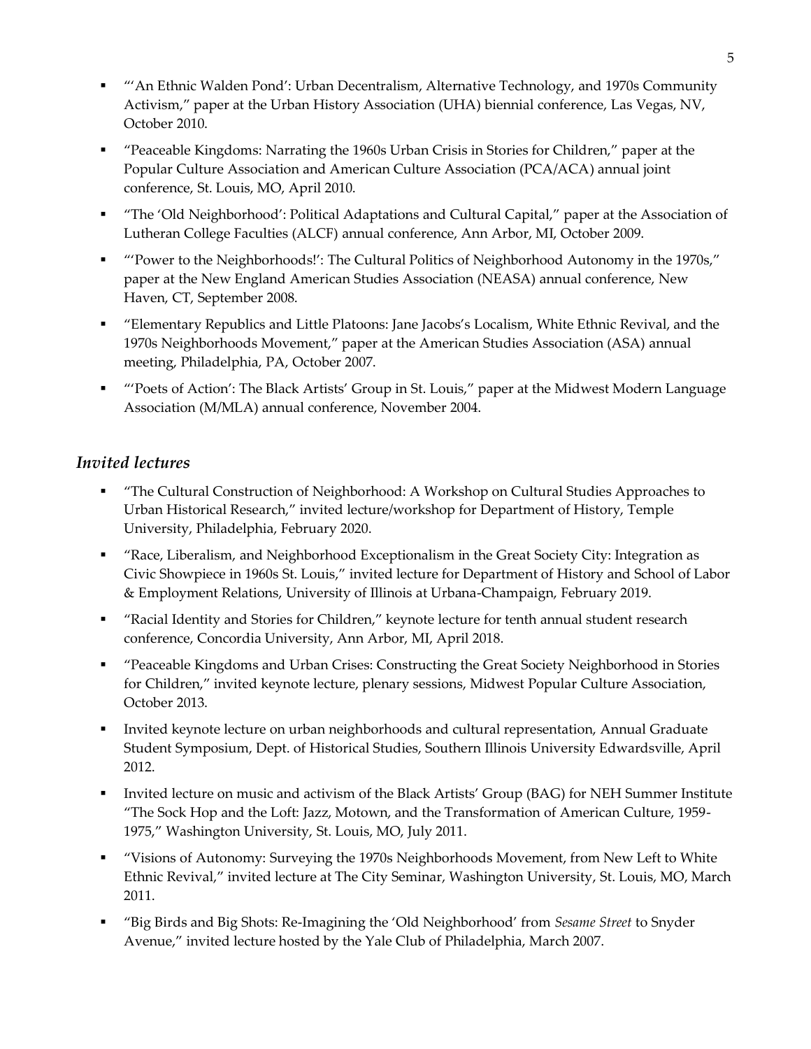- "'An Ethnic Walden Pond': Urban Decentralism, Alternative Technology, and 1970s Community Activism," paper at the Urban History Association (UHA) biennial conference, Las Vegas, NV, October 2010.
- "Peaceable Kingdoms: Narrating the 1960s Urban Crisis in Stories for Children," paper at the Popular Culture Association and American Culture Association (PCA/ACA) annual joint conference, St. Louis, MO, April 2010.
- "The 'Old Neighborhood': Political Adaptations and Cultural Capital," paper at the Association of Lutheran College Faculties (ALCF) annual conference, Ann Arbor, MI, October 2009.
- "'Power to the Neighborhoods!': The Cultural Politics of Neighborhood Autonomy in the 1970s," paper at the New England American Studies Association (NEASA) annual conference, New Haven, CT, September 2008.
- "Elementary Republics and Little Platoons: Jane Jacobs's Localism, White Ethnic Revival, and the 1970s Neighborhoods Movement," paper at the American Studies Association (ASA) annual meeting, Philadelphia, PA, October 2007.
- "'Poets of Action': The Black Artists' Group in St. Louis," paper at the Midwest Modern Language Association (M/MLA) annual conference, November 2004.

### *Invited lectures*

- "The Cultural Construction of Neighborhood: A Workshop on Cultural Studies Approaches to Urban Historical Research," invited lecture/workshop for Department of History, Temple University, Philadelphia, February 2020.
- "Race, Liberalism, and Neighborhood Exceptionalism in the Great Society City: Integration as Civic Showpiece in 1960s St. Louis," invited lecture for Department of History and School of Labor & Employment Relations, University of Illinois at Urbana-Champaign, February 2019.
- "Racial Identity and Stories for Children," keynote lecture for tenth annual student research conference, Concordia University, Ann Arbor, MI, April 2018.
- "Peaceable Kingdoms and Urban Crises: Constructing the Great Society Neighborhood in Stories for Children," invited keynote lecture, plenary sessions, Midwest Popular Culture Association, October 2013.
- Invited keynote lecture on urban neighborhoods and cultural representation, Annual Graduate Student Symposium, Dept. of Historical Studies, Southern Illinois University Edwardsville, April 2012.
- Invited lecture on music and activism of the Black Artists' Group (BAG) for NEH Summer Institute "The Sock Hop and the Loft: Jazz, Motown, and the Transformation of American Culture, 1959-1975," Washington University, St. Louis, MO, July 2011.
- "Visions of Autonomy: Surveying the 1970s Neighborhoods Movement, from New Left to White Ethnic Revival," invited lecture at The City Seminar, Washington University, St. Louis, MO, March 2011.
- "Big Birds and Big Shots: Re-Imagining the 'Old Neighborhood' from *Sesame Street* to Snyder Avenue," invited lecture hosted by the Yale Club of Philadelphia, March 2007.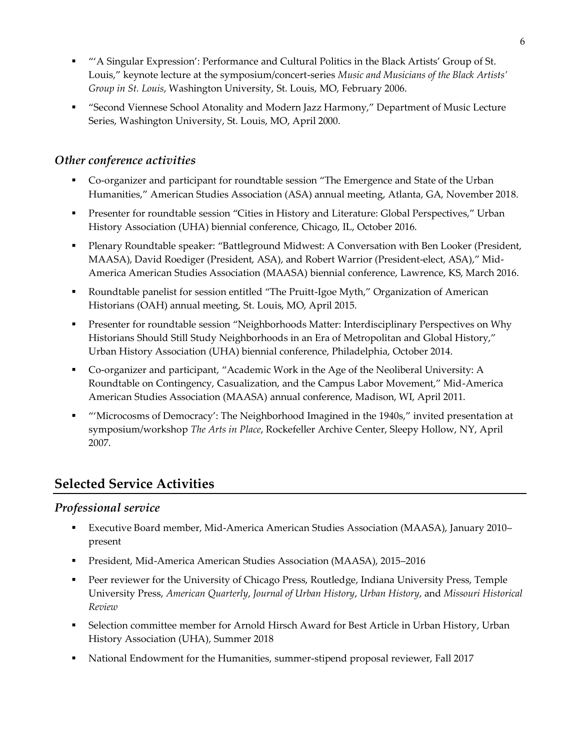- "'A Singular Expression': Performance and Cultural Politics in the Black Artists' Group of St. Louis," keynote lecture at the symposium/concert-series *Music and Musicians of the Black Artists' Group in St. Louis*, Washington University, St. Louis, MO, February 2006.
- "Second Viennese School Atonality and Modern Jazz Harmony," Department of Music Lecture Series, Washington University, St. Louis, MO, April 2000.

### *Other conference activities*

- Co-organizer and participant for roundtable session "The Emergence and State of the Urban Humanities," American Studies Association (ASA) annual meeting, Atlanta, GA, November 2018.
- Presenter for roundtable session "Cities in History and Literature: Global Perspectives," Urban History Association (UHA) biennial conference, Chicago, IL, October 2016.
- Plenary Roundtable speaker: "Battleground Midwest: A Conversation with Ben Looker (President, MAASA), David Roediger (President, ASA), and Robert Warrior (President-elect, ASA)," Mid-America American Studies Association (MAASA) biennial conference, Lawrence, KS, March 2016.
- Roundtable panelist for session entitled "The Pruitt-Igoe Myth," Organization of American Historians (OAH) annual meeting, St. Louis, MO, April 2015.
- Presenter for roundtable session "Neighborhoods Matter: Interdisciplinary Perspectives on Why Historians Should Still Study Neighborhoods in an Era of Metropolitan and Global History," Urban History Association (UHA) biennial conference, Philadelphia, October 2014.
- Co-organizer and participant, "Academic Work in the Age of the Neoliberal University: A Roundtable on Contingency, Casualization, and the Campus Labor Movement," Mid-America American Studies Association (MAASA) annual conference, Madison, WI, April 2011.
- "'Microcosms of Democracy': The Neighborhood Imagined in the 1940s," invited presentation at symposium/workshop *The Arts in Place*, Rockefeller Archive Center, Sleepy Hollow, NY, April 2007.

## Selected Service Activities

### *Professional service*

- Executive Board member, Mid-America American Studies Association (MAASA), January 2010–present
- President, Mid-America American Studies Association (MAASA), 2015–2016
- Peer reviewer for the University of Chicago Press, Routledge, Indiana University Press, Temple University Press, *American Quarterly*, *Journal of Urban History*, *Urban History*, and *Missouri Historical Review*
- Selection committee member for Arnold Hirsch Award for Best Article in Urban History, Urban History Association (UHA), Summer 2018
- National Endowment for the Humanities, summer-stipend proposal reviewer, Fall 2017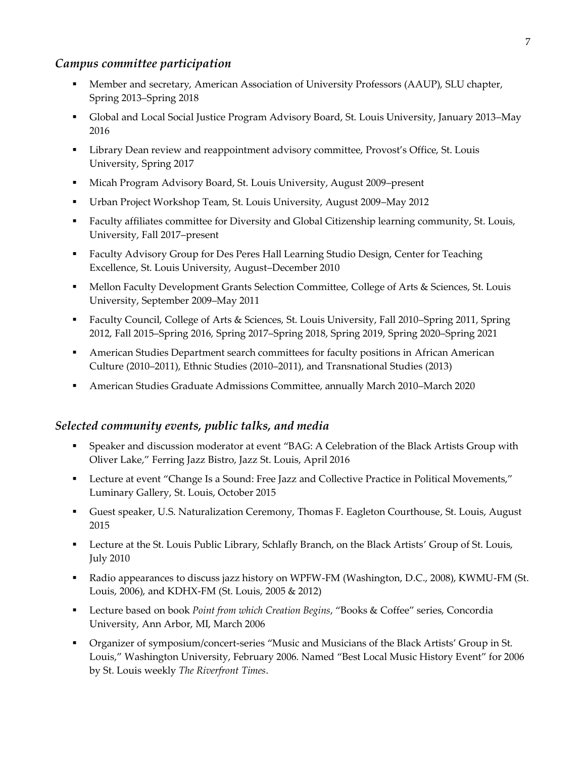### *Campus committee participation*

- Member and secretary, American Association of University Professors (AAUP), SLU chapter, Spring 2013–Spring 2018
- Global and Local Social Justice Program Advisory Board, St. Louis University, January 2013–May 2016
- Library Dean review and reappointment advisory committee, Provost's Office, St. Louis University, Spring 2017
- Micah Program Advisory Board, St. Louis University, August 2009–present
- Urban Project Workshop Team, St. Louis University, August 2009–May 2012
- Faculty affiliates committee for Diversity and Global Citizenship learning community, St. Louis, University, Fall 2017–present
- Faculty Advisory Group for Des Peres Hall Learning Studio Design, Center for Teaching Excellence, St. Louis University, August–December 2010
- Mellon Faculty Development Grants Selection Committee, College of Arts & Sciences, St. Louis University, September 2009–May 2011
- Faculty Council, College of Arts & Sciences, St. Louis University, Fall 2010–Spring 2011, Spring 2012, Fall 2015–Spring 2016, Spring 2017–Spring 2018, Spring 2019, Spring 2020–Spring 2021
- American Studies Department search committees for faculty positions in African American Culture (2010–2011), Ethnic Studies (2010–2011), and Transnational Studies (2013)
- American Studies Graduate Admissions Committee, annually March 2010–March 2020

### *Selected community events, public talks, and media*

- Speaker and discussion moderator at event "BAG: A Celebration of the Black Artists Group with Oliver Lake," Ferring Jazz Bistro, Jazz St. Louis, April 2016
- Lecture at event "Change Is a Sound: Free Jazz and Collective Practice in Political Movements," Luminary Gallery, St. Louis, October 2015
- Guest speaker, U.S. Naturalization Ceremony, Thomas F. Eagleton Courthouse, St. Louis, August 2015
- Lecture at the St. Louis Public Library, Schlafly Branch, on the Black Artists' Group of St. Louis, July 2010
- Radio appearances to discuss jazz history on WPFW-FM (Washington, D.C., 2008), KWMU-FM (St. Louis, 2006), and KDHX-FM (St. Louis, 2005 & 2012)
- Lecture based on book *Point from which Creation Begins*, "Books & Coffee" series, Concordia University, Ann Arbor, MI, March 2006
- Organizer of symposium/concert-series "Music and Musicians of the Black Artists' Group in St. Louis," Washington University, February 2006. Named "Best Local Music History Event" for 2006 by St. Louis weekly *The Riverfront Times*.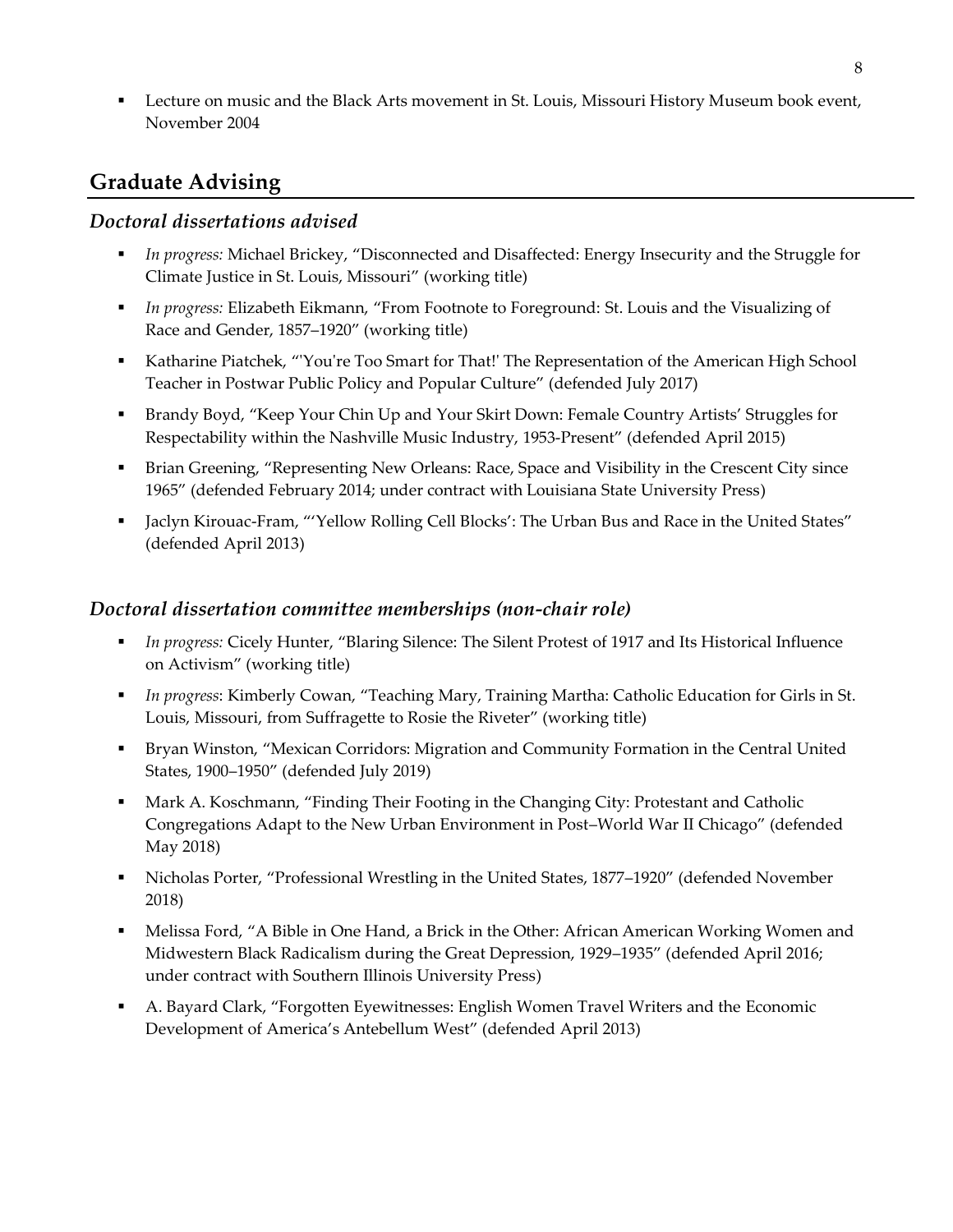- Lecture on music and the Black Arts movement in St. Louis, Missouri History Museum book event, November 2004

## Graduate Advising

### *Doctoral dissertations advised*

- *In progress:* Michael Brickey, "Disconnected and Disaffected: Energy Insecurity and the Struggle for Climate Justice in St. Louis, Missouri" (working title)
- *In progress:* Elizabeth Eikmann, "From Footnote to Foreground: St. Louis and the Visualizing of Race and Gender, 1857–1920" (working title)
- Katharine Piatchek, "'You're Too Smart for That!' The Representation of the American High School Teacher in Postwar Public Policy and Popular Culture" (defended July 2017)
- Brandy Boyd, "Keep Your Chin Up and Your Skirt Down: Female Country Artists' Struggles for Respectability within the Nashville Music Industry, 1953-Present" (defended April 2015)
- Brian Greening, "Representing New Orleans: Race, Space and Visibility in the Crescent City since 1965" (defended February 2014; under contract with Louisiana State University Press)
- Jaclyn Kirouac-Fram, "'Yellow Rolling Cell Blocks': The Urban Bus and Race in the United States" (defended April 2013)

### *Doctoral dissertation committee memberships (non-chair role)*

- *In progress:* Cicely Hunter, "Blaring Silence: The Silent Protest of 1917 and Its Historical Influence on Activism" (working title)
- *In progress*: Kimberly Cowan, "Teaching Mary, Training Martha: Catholic Education for Girls in St. Louis, Missouri, from Suffragette to Rosie the Riveter" (working title)
- Bryan Winston, "Mexican Corridors: Migration and Community Formation in the Central United States, 1900–1950" (defended July 2019)
- Mark A. Koschmann, "Finding Their Footing in the Changing City: Protestant and Catholic Congregations Adapt to the New Urban Environment in Post–World War II Chicago" (defended May 2018)
- Nicholas Porter, "Professional Wrestling in the United States, 1877–1920" (defended November 2018)
- Melissa Ford, "A Bible in One Hand, a Brick in the Other: African American Working Women and Midwestern Black Radicalism during the Great Depression, 1929–1935" (defended April 2016; under contract with Southern Illinois University Press)
- A. Bayard Clark, "Forgotten Eyewitnesses: English Women Travel Writers and the Economic Development of America's Antebellum West" (defended April 2013)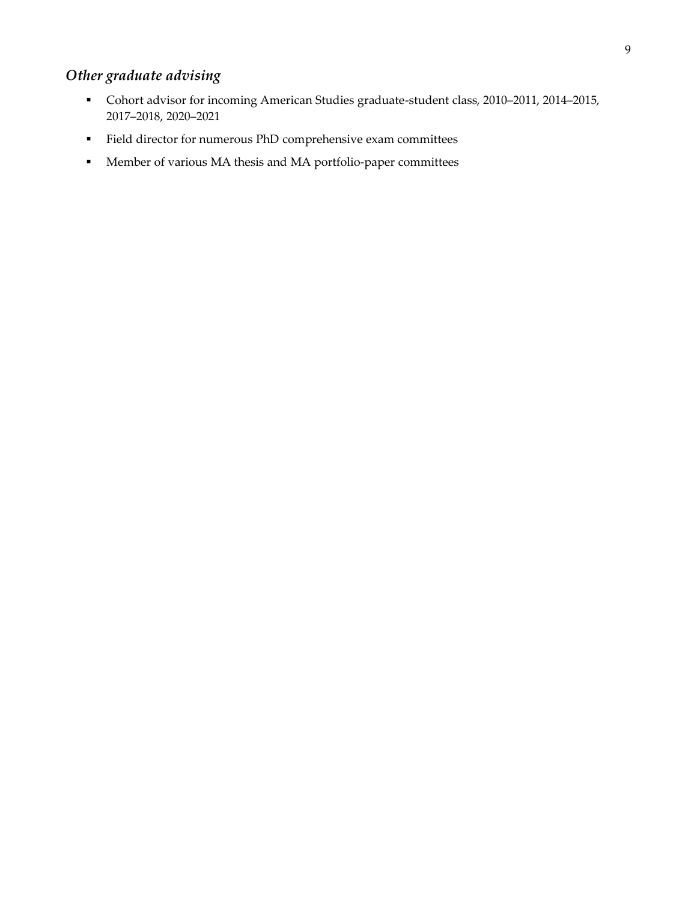### *Other graduate advising*

- Cohort advisor for incoming American Studies graduate-student class, 2010–2011, 2014–2015, 2017–2018, 2020–2021
- Field director for numerous PhD comprehensive exam committees
- Member of various MA thesis and MA portfolio-paper committees